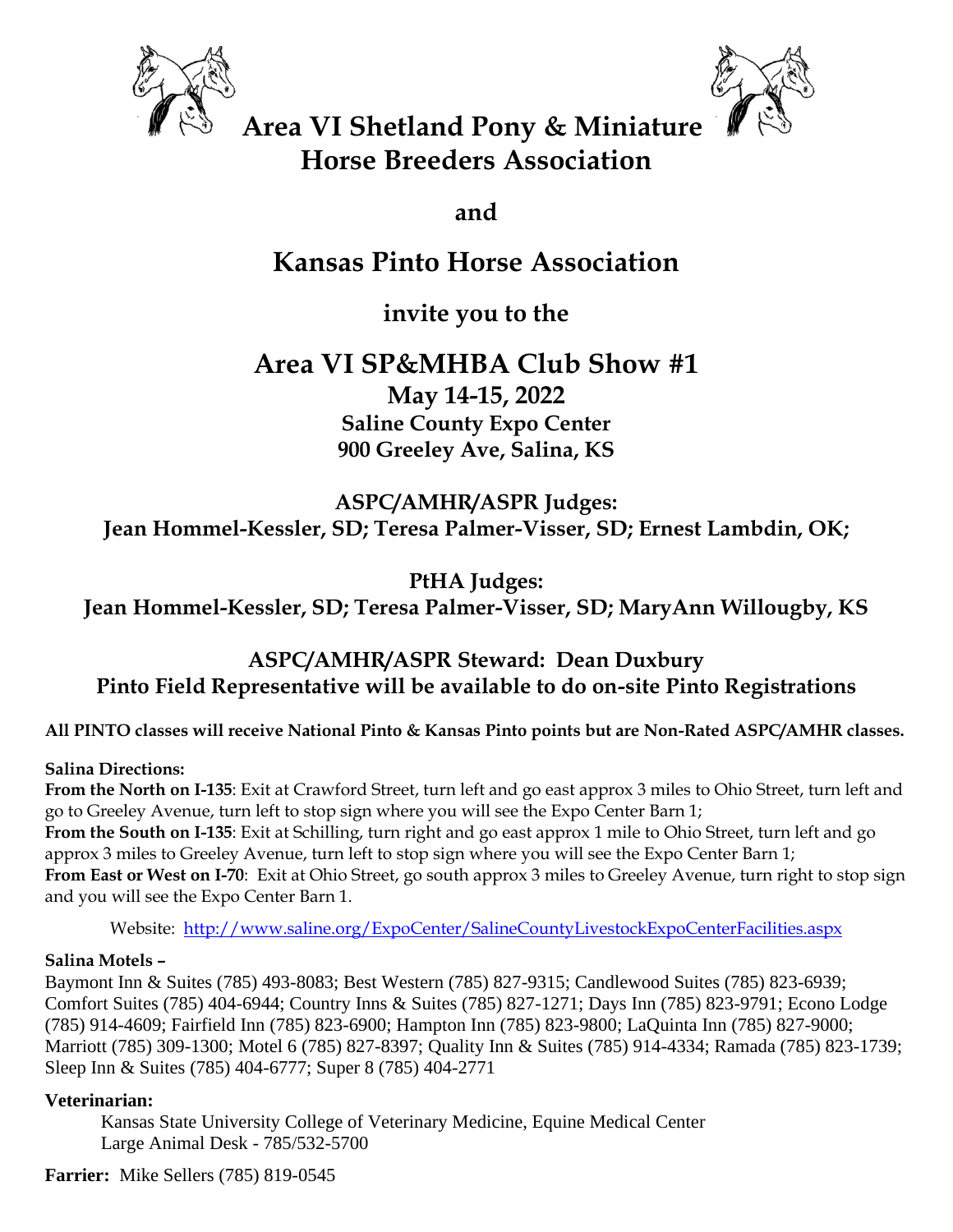# Area VI Shetland Pony & Miniature Horse Breeders Association

## and

# Kansas Pinto Horse Association

## invite you to the

# Area VI SP&MHBA Club Show #1

## May 14-15, 2022

### Saline County Expo Center
### 900 Greeley Ave, Salina, KS

**ASPC/AMHR/ASPR Judges:**
**Jean Hommel-Kessler, SD; Teresa Palmer-Visser, SD; Ernest Lambdin, OK;**

**PtHA Judges:**
**Jean Hommel-Kessler, SD; Teresa Palmer-Visser, SD; MaryAnn Willougby, KS**

**ASPC/AMHR/ASPR Steward: Dean Duxbury**
**Pinto Field Representative will be available to do on-site Pinto Registrations**

**All PINTO classes will receive National Pinto & Kansas Pinto points but are Non-Rated ASPC/AMHR classes.**

**Salina Directions:**
**From the North on I-135**: Exit at Crawford Street, turn left and go east approx 3 miles to Ohio Street, turn left and go to Greeley Avenue, turn left to stop sign where you will see the Expo Center Barn 1;
**From the South on I-135**: Exit at Schilling, turn right and go east approx 1 mile to Ohio Street, turn left and go approx 3 miles to Greeley Avenue, turn left to stop sign where you will see the Expo Center Barn 1;
**From East or West on I-70**: Exit at Ohio Street, go south approx 3 miles to Greeley Avenue, turn right to stop sign and you will see the Expo Center Barn 1.

Website: [http://www.saline.org/ExpoCenter/SalineCountyLivestockExpoCenterFacilities.aspx](http://www.saline.org/ExpoCenter/SalineCountyLivestockExpoCenterFacilities.aspx)

**Salina Motels –**
Baymont Inn & Suites (785) 493-8083; Best Western (785) 827-9315; Candlewood Suites (785) 823-6939; Comfort Suites (785) 404-6944; Country Inns & Suites (785) 827-1271; Days Inn (785) 823-9791; Econo Lodge (785) 914-4609; Fairfield Inn (785) 823-6900; Hampton Inn (785) 823-9800; LaQuinta Inn (785) 827-9000; Marriott (785) 309-1300; Motel 6 (785) 827-8397; Quality Inn & Suites (785) 914-4334; Ramada (785) 823-1739; Sleep Inn & Suites (785) 404-6777; Super 8 (785) 404-2771

**Veterinarian:**
Kansas State University College of Veterinary Medicine, Equine Medical Center
Large Animal Desk - 785/532-5700

**Farrier:** Mike Sellers (785) 819-0545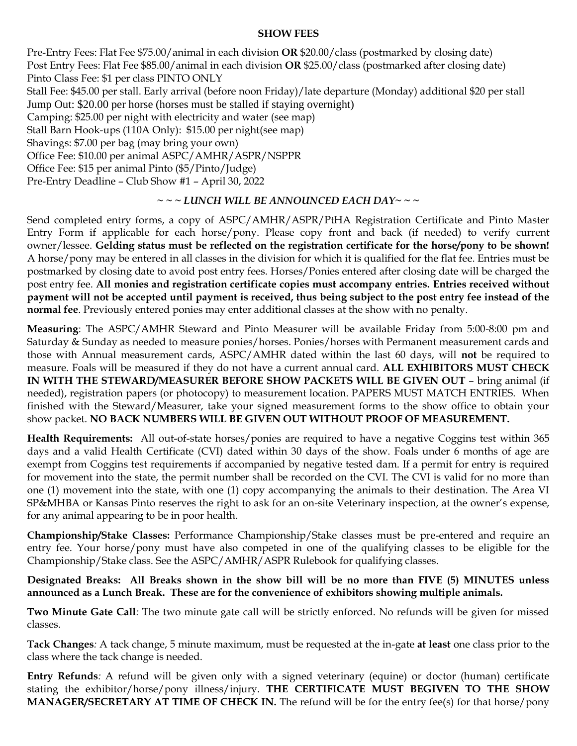## SHOW FEES

Pre-Entry Fees: Flat Fee $75.00/animal in each division **OR** $20.00/class (postmarked by closing date)
Post Entry Fees: Flat Fee $85.00/animal in each division **OR** $25.00/class (postmarked after closing date)
Pinto Class Fee: $1 per class PINTO ONLY
Stall Fee: $45.00 per stall. Early arrival (before noon Friday)/late departure (Monday) additional $20 per stall
Jump Out: $20.00 per horse (horses must be stalled if staying overnight)
Camping: $25.00 per night with electricity and water (see map)
Stall Barn Hook-ups (110A Only): $15.00 per night(see map)
Shavings: $7.00 per bag (may bring your own)
Office Fee: $10.00 per animal ASPC/AMHR/ASPR/NSPPR
Office Fee: $15 per animal Pinto ($5/Pinto/Judge)
Pre-Entry Deadline – Club Show #1 – April 30, 2022

***~ ~ ~ LUNCH WILL BE ANNOUNCED EACH DAY~ ~ ~***

Send completed entry forms, a copy of ASPC/AMHR/ASPR/PtHA Registration Certificate and Pinto Master Entry Form if applicable for each horse/pony. Please copy front and back (if needed) to verify current owner/lessee. **Gelding status must be reflected on the registration certificate for the horse/pony to be shown!** A horse/pony may be entered in all classes in the division for which it is qualified for the flat fee. Entries must be postmarked by closing date to avoid post entry fees. Horses/Ponies entered after closing date will be charged the post entry fee. **All monies and registration certificate copies must accompany entries. Entries received without payment will not be accepted until payment is received, thus being subject to the post entry fee instead of the normal fee**. Previously entered ponies may enter additional classes at the show with no penalty.

**Measuring**: The ASPC/AMHR Steward and Pinto Measurer will be available Friday from 5:00-8:00 pm and Saturday & Sunday as needed to measure ponies/horses. Ponies/horses with Permanent measurement cards and those with Annual measurement cards, ASPC/AMHR dated within the last 60 days, will **not** be required to measure. Foals will be measured if they do not have a current annual card. **ALL EXHIBITORS MUST CHECK IN WITH THE STEWARD/MEASURER BEFORE SHOW PACKETS WILL BE GIVEN OUT** – bring animal (if needed), registration papers (or photocopy) to measurement location. PAPERS MUST MATCH ENTRIES. When finished with the Steward/Measurer, take your signed measurement forms to the show office to obtain your show packet. **NO BACK NUMBERS WILL BE GIVEN OUT WITHOUT PROOF OF MEASUREMENT.**

**Health Requirements:** All out-of-state horses/ponies are required to have a negative Coggins test within 365 days and a valid Health Certificate (CVI) dated within 30 days of the show. Foals under 6 months of age are exempt from Coggins test requirements if accompanied by negative tested dam. If a permit for entry is required for movement into the state, the permit number shall be recorded on the CVI. The CVI is valid for no more than one (1) movement into the state, with one (1) copy accompanying the animals to their destination. The Area VI SP&MHBA or Kansas Pinto reserves the right to ask for an on-site Veterinary inspection, at the owner's expense, for any animal appearing to be in poor health.

**Championship/Stake Classes:** Performance Championship/Stake classes must be pre-entered and require an entry fee. Your horse/pony must have also competed in one of the qualifying classes to be eligible for the Championship/Stake class. See the ASPC/AMHR/ASPR Rulebook for qualifying classes.

**Designated Breaks: All Breaks shown in the show bill will be no more than FIVE (5) MINUTES unless announced as a Lunch Break. These are for the convenience of exhibitors showing multiple animals.**

**Two Minute Gate Call***:* The two minute gate call will be strictly enforced. No refunds will be given for missed classes.

**Tack Changes***:* A tack change, 5 minute maximum, must be requested at the in-gate **at least** one class prior to the class where the tack change is needed.

**Entry Refunds***:* A refund will be given only with a signed veterinary (equine) or doctor (human) certificate stating the exhibitor/horse/pony illness/injury. **THE CERTIFICATE MUST BEGIVEN TO THE SHOW MANAGER/SECRETARY AT TIME OF CHECK IN.** The refund will be for the entry fee(s) for that horse/pony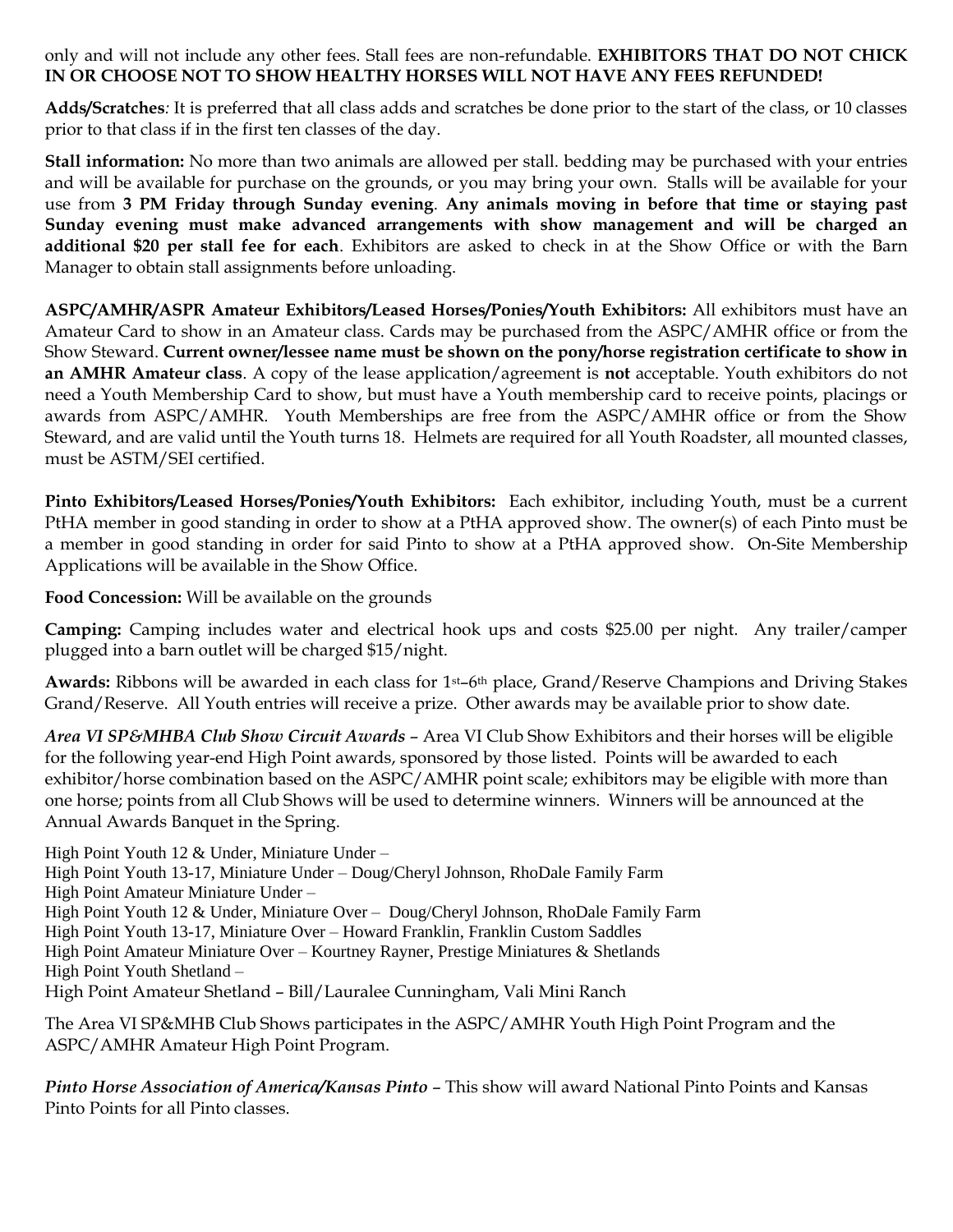only and will not include any other fees. Stall fees are non-refundable. **EXHIBITORS THAT DO NOT CHICK IN OR CHOOSE NOT TO SHOW HEALTHY HORSES WILL NOT HAVE ANY FEES REFUNDED!**

**Adds/Scratches***:* It is preferred that all class adds and scratches be done prior to the start of the class, or 10 classes prior to that class if in the first ten classes of the day.

**Stall information:** No more than two animals are allowed per stall. bedding may be purchased with your entries and will be available for purchase on the grounds, or you may bring your own. Stalls will be available for your use from **3 PM Friday through Sunday evening**. **Any animals moving in before that time or staying past Sunday evening must make advanced arrangements with show management and will be charged an additional $20 per stall fee for each**. Exhibitors are asked to check in at the Show Office or with the Barn Manager to obtain stall assignments before unloading.

**ASPC/AMHR/ASPR Amateur Exhibitors/Leased Horses/Ponies/Youth Exhibitors:** All exhibitors must have an Amateur Card to show in an Amateur class. Cards may be purchased from the ASPC/AMHR office or from the Show Steward. **Current owner/lessee name must be shown on the pony/horse registration certificate to show in an AMHR Amateur class**. A copy of the lease application/agreement is **not** acceptable. Youth exhibitors do not need a Youth Membership Card to show, but must have a Youth membership card to receive points, placings or awards from ASPC/AMHR. Youth Memberships are free from the ASPC/AMHR office or from the Show Steward, and are valid until the Youth turns 18. Helmets are required for all Youth Roadster, all mounted classes, must be ASTM/SEI certified.

**Pinto Exhibitors/Leased Horses/Ponies/Youth Exhibitors:** Each exhibitor, including Youth, must be a current PtHA member in good standing in order to show at a PtHA approved show. The owner(s) of each Pinto must be a member in good standing in order for said Pinto to show at a PtHA approved show. On-Site Membership Applications will be available in the Show Office.

**Food Concession:** Will be available on the grounds

**Camping:** Camping includes water and electrical hook ups and costs $25.00 per night. Any trailer/camper plugged into a barn outlet will be charged $15/night.

**Awards:** Ribbons will be awarded in each class for 1st–6th place, Grand/Reserve Champions and Driving Stakes Grand/Reserve. All Youth entries will receive a prize. Other awards may be available prior to show date.

***Area VI SP&MHBA Club Show Circuit Awards*** – Area VI Club Show Exhibitors and their horses will be eligible for the following year-end High Point awards, sponsored by those listed. Points will be awarded to each exhibitor/horse combination based on the ASPC/AMHR point scale; exhibitors may be eligible with more than one horse; points from all Club Shows will be used to determine winners. Winners will be announced at the Annual Awards Banquet in the Spring.

High Point Youth 12 & Under, Miniature Under –
High Point Youth 13-17, Miniature Under – Doug/Cheryl Johnson, RhoDale Family Farm
High Point Amateur Miniature Under –
High Point Youth 12 & Under, Miniature Over – Doug/Cheryl Johnson, RhoDale Family Farm
High Point Youth 13-17, Miniature Over – Howard Franklin, Franklin Custom Saddles
High Point Amateur Miniature Over – Kourtney Rayner, Prestige Miniatures & Shetlands
High Point Youth Shetland –
High Point Amateur Shetland – Bill/Lauralee Cunningham, Vali Mini Ranch

The Area VI SP&MHB Club Shows participates in the ASPC/AMHR Youth High Point Program and the ASPC/AMHR Amateur High Point Program.

***Pinto Horse Association of America/Kansas Pinto*** – This show will award National Pinto Points and Kansas Pinto Points for all Pinto classes.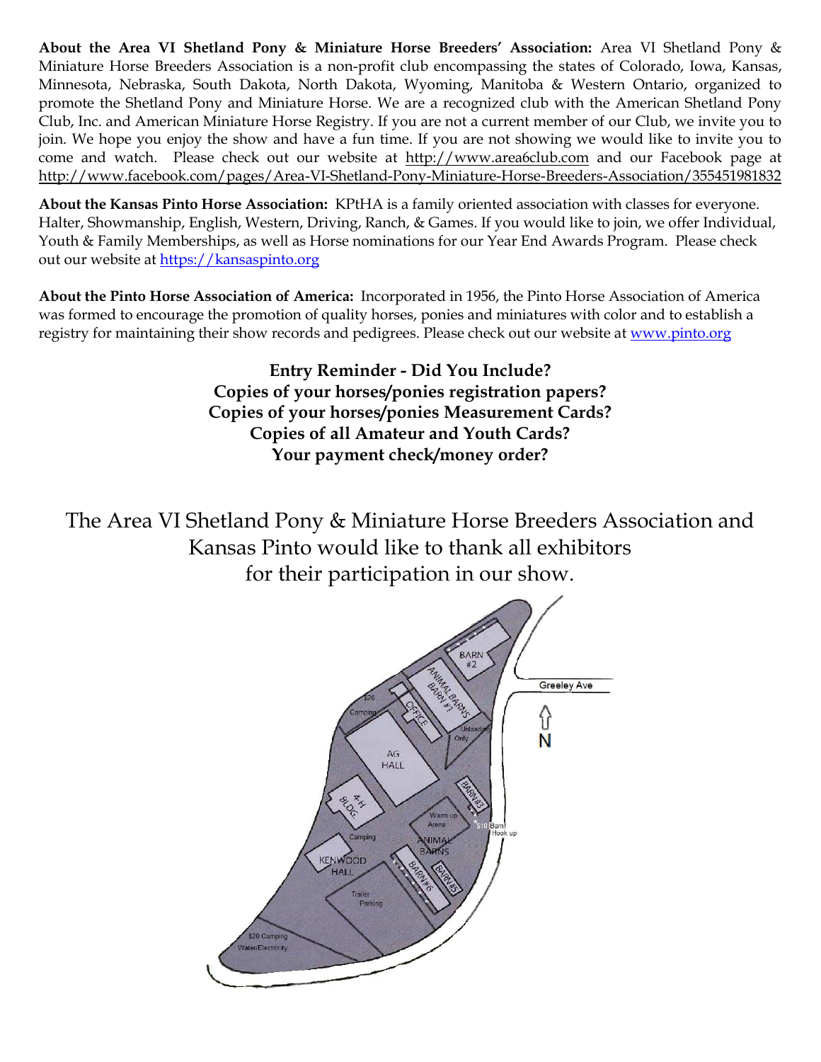**About the Area VI Shetland Pony & Miniature Horse Breeders' Association:** Area VI Shetland Pony & Miniature Horse Breeders Association is a non-profit club encompassing the states of Colorado, Iowa, Kansas, Minnesota, Nebraska, South Dakota, North Dakota, Wyoming, Manitoba & Western Ontario, organized to promote the Shetland Pony and Miniature Horse. We are a recognized club with the American Shetland Pony Club, Inc. and American Miniature Horse Registry. If you are not a current member of our Club, we invite you to join. We hope you enjoy the show and have a fun time. If you are not showing we would like to invite you to come and watch. Please check out our website at http://www.area6club.com and our Facebook page at http://www.facebook.com/pages/Area-VI-Shetland-Pony-Miniature-Horse-Breeders-Association/355451981832

**About the Kansas Pinto Horse Association:** KPtHA is a family oriented association with classes for everyone. Halter, Showmanship, English, Western, Driving, Ranch, & Games. If you would like to join, we offer Individual, Youth & Family Memberships, as well as Horse nominations for our Year End Awards Program. Please check out our website at https://kansaspinto.org

**About the Pinto Horse Association of America:** Incorporated in 1956, the Pinto Horse Association of America was formed to encourage the promotion of quality horses, ponies and miniatures with color and to establish a registry for maintaining their show records and pedigrees. Please check out our website at www.pinto.org

**Entry Reminder - Did You Include?**
**Copies of your horses/ponies registration papers?**
**Copies of your horses/ponies Measurement Cards?**
**Copies of all Amateur and Youth Cards?**
**Your payment check/money order?**

The Area VI Shetland Pony & Miniature Horse Breeders Association and Kansas Pinto would like to thank all exhibitors for their participation in our show.

BARN #2
ANIMAL BARNS BARN #1
OFFICE
$20 Camping
Unloading Only
Greeley Ave
N
AG HALL
4-H BLDG.
BARN #3
Warm up Arena
$10 Barn Hook up
Camping
ANIMAL BARNS
KENWOOD HALL
BARN #6
BARN #5
Trailer Parking
$20 Camping Water/Electricity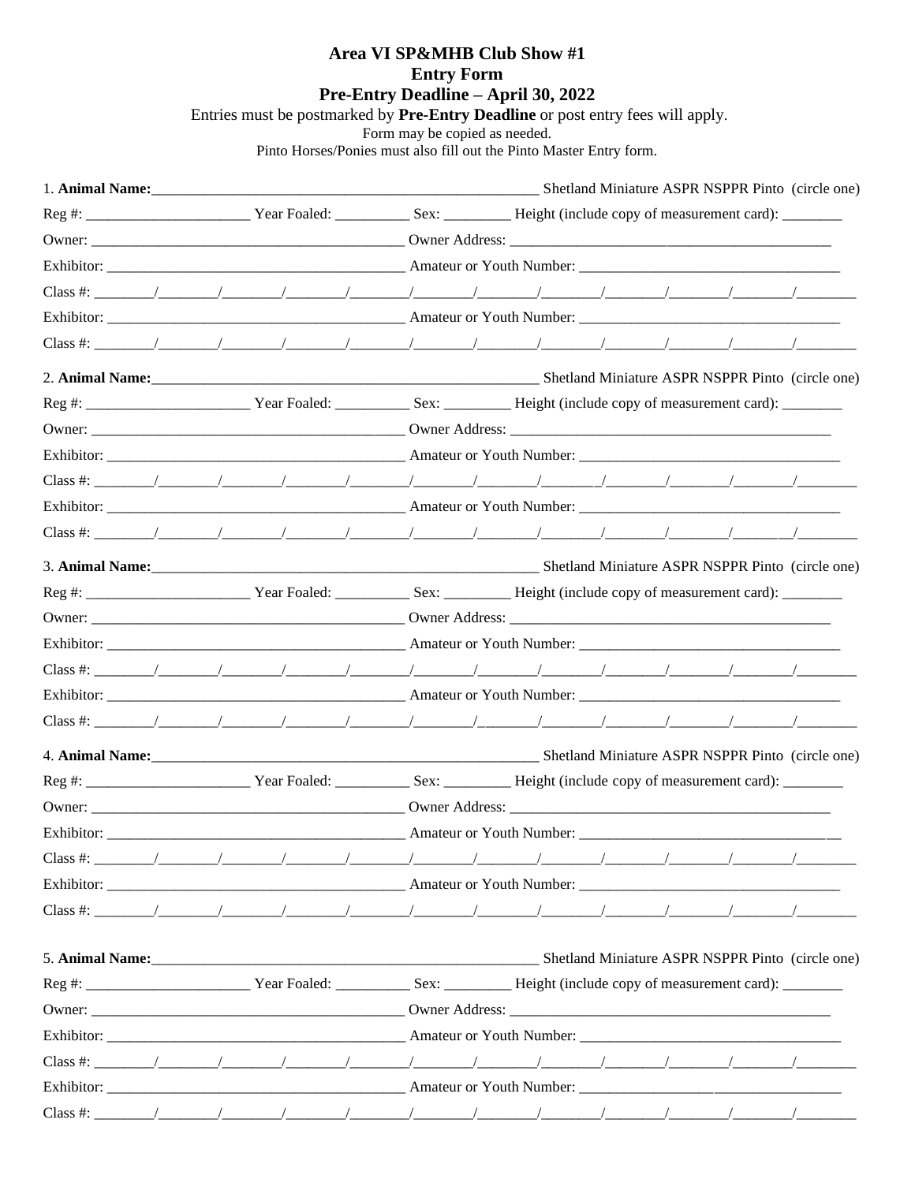# Area VI SP&MHB Club Show #1
## Entry Form
## Pre-Entry Deadline – April 30, 2022

Entries must be postmarked by **Pre-Entry Deadline** or post entry fees will apply.

Form may be copied as needed.

Pinto Horses/Ponies must also fill out the Pinto Master Entry form.

1. **Animal Name:**\_\_\_\_\_\_\_\_\_\_\_\_\_\_\_\_\_\_\_\_\_\_\_\_\_\_\_\_\_\_\_\_\_\_\_\_\_\_\_\_ Shetland Miniature ASPR NSPPR Pinto (circle one)

Reg #: \_\_\_\_\_\_\_\_\_\_\_\_\_\_\_\_\_\_ Year Foaled: \_\_\_\_\_\_\_\_ Sex: \_\_\_\_\_\_\_\_ Height (include copy of measurement card): \_\_\_\_\_\_\_\_

Owner: \_\_\_\_\_\_\_\_\_\_\_\_\_\_\_\_\_\_\_\_\_\_\_\_\_\_\_\_\_\_\_\_\_\_ Owner Address: \_\_\_\_\_\_\_\_\_\_\_\_\_\_\_\_\_\_\_\_\_\_\_\_\_\_\_\_\_\_\_\_\_\_\_\_

Exhibitor: \_\_\_\_\_\_\_\_\_\_\_\_\_\_\_\_\_\_\_\_\_\_\_\_\_\_\_\_\_\_\_\_\_\_ Amateur or Youth Number: \_\_\_\_\_\_\_\_\_\_\_\_\_\_\_\_\_\_\_\_\_\_\_\_\_\_\_\_\_\_

Class #: \_\_\_\_\_\_/\_\_\_\_\_\_/\_\_\_\_\_\_/\_\_\_\_\_\_/\_\_\_\_\_\_/\_\_\_\_\_\_/\_\_\_\_\_\_/\_\_\_\_\_\_/\_\_\_\_\_\_/\_\_\_\_\_\_/\_\_\_\_\_\_/\_\_\_\_\_\_/\_\_\_\_\_\_

Exhibitor: \_\_\_\_\_\_\_\_\_\_\_\_\_\_\_\_\_\_\_\_\_\_\_\_\_\_\_\_\_\_\_\_\_\_ Amateur or Youth Number: \_\_\_\_\_\_\_\_\_\_\_\_\_\_\_\_\_\_\_\_\_\_\_\_\_\_\_\_\_\_

Class #: \_\_\_\_\_\_/\_\_\_\_\_\_/\_\_\_\_\_\_/\_\_\_\_\_\_/\_\_\_\_\_\_/\_\_\_\_\_\_/\_\_\_\_\_\_/\_\_\_\_\_\_/\_\_\_\_\_\_/\_\_\_\_\_\_/\_\_\_\_\_\_/\_\_\_\_\_\_/\_\_\_\_\_\_

2. **Animal Name:**\_\_\_\_\_\_\_\_\_\_\_\_\_\_\_\_\_\_\_\_\_\_\_\_\_\_\_\_\_\_\_\_\_\_\_\_\_\_\_\_ Shetland Miniature ASPR NSPPR Pinto (circle one)

Reg #: \_\_\_\_\_\_\_\_\_\_\_\_\_\_\_\_\_\_ Year Foaled: \_\_\_\_\_\_\_\_ Sex: \_\_\_\_\_\_\_\_ Height (include copy of measurement card): \_\_\_\_\_\_\_\_

Owner: \_\_\_\_\_\_\_\_\_\_\_\_\_\_\_\_\_\_\_\_\_\_\_\_\_\_\_\_\_\_\_\_\_\_ Owner Address: \_\_\_\_\_\_\_\_\_\_\_\_\_\_\_\_\_\_\_\_\_\_\_\_\_\_\_\_\_\_\_\_\_\_\_\_

Exhibitor: \_\_\_\_\_\_\_\_\_\_\_\_\_\_\_\_\_\_\_\_\_\_\_\_\_\_\_\_\_\_\_\_\_\_ Amateur or Youth Number: \_\_\_\_\_\_\_\_\_\_\_\_\_\_\_\_\_\_\_\_\_\_\_\_\_\_\_\_\_\_

Class #: \_\_\_\_\_\_/\_\_\_\_\_\_/\_\_\_\_\_\_/\_\_\_\_\_\_/\_\_\_\_\_\_/\_\_\_\_\_\_/\_\_\_\_\_\_/\_\_\_\_\_\_/\_\_\_\_\_\_/\_\_\_\_\_\_/\_\_\_\_\_\_/\_\_\_\_\_\_/\_\_\_\_\_\_

Exhibitor: \_\_\_\_\_\_\_\_\_\_\_\_\_\_\_\_\_\_\_\_\_\_\_\_\_\_\_\_\_\_\_\_\_\_ Amateur or Youth Number: \_\_\_\_\_\_\_\_\_\_\_\_\_\_\_\_\_\_\_\_\_\_\_\_\_\_\_\_\_\_

Class #: \_\_\_\_\_\_/\_\_\_\_\_\_/\_\_\_\_\_\_/\_\_\_\_\_\_/\_\_\_\_\_\_/\_\_\_\_\_\_/\_\_\_\_\_\_/\_\_\_\_\_\_/\_\_\_\_\_\_/\_\_\_\_\_\_/\_\_\_\_\_\_/\_\_\_\_\_\_/\_\_\_\_\_\_

3. **Animal Name:**\_\_\_\_\_\_\_\_\_\_\_\_\_\_\_\_\_\_\_\_\_\_\_\_\_\_\_\_\_\_\_\_\_\_\_\_\_\_\_\_ Shetland Miniature ASPR NSPPR Pinto (circle one)

Reg #: \_\_\_\_\_\_\_\_\_\_\_\_\_\_\_\_\_\_ Year Foaled: \_\_\_\_\_\_\_\_ Sex: \_\_\_\_\_\_\_\_ Height (include copy of measurement card): \_\_\_\_\_\_\_\_

Owner: \_\_\_\_\_\_\_\_\_\_\_\_\_\_\_\_\_\_\_\_\_\_\_\_\_\_\_\_\_\_\_\_\_\_ Owner Address: \_\_\_\_\_\_\_\_\_\_\_\_\_\_\_\_\_\_\_\_\_\_\_\_\_\_\_\_\_\_\_\_\_\_\_\_

Exhibitor: \_\_\_\_\_\_\_\_\_\_\_\_\_\_\_\_\_\_\_\_\_\_\_\_\_\_\_\_\_\_\_\_\_\_ Amateur or Youth Number: \_\_\_\_\_\_\_\_\_\_\_\_\_\_\_\_\_\_\_\_\_\_\_\_\_\_\_\_\_\_

Class #: \_\_\_\_\_\_/\_\_\_\_\_\_/\_\_\_\_\_\_/\_\_\_\_\_\_/\_\_\_\_\_\_/\_\_\_\_\_\_/\_\_\_\_\_\_/\_\_\_\_\_\_/\_\_\_\_\_\_/\_\_\_\_\_\_/\_\_\_\_\_\_/\_\_\_\_\_\_/\_\_\_\_\_\_

Exhibitor: \_\_\_\_\_\_\_\_\_\_\_\_\_\_\_\_\_\_\_\_\_\_\_\_\_\_\_\_\_\_\_\_\_\_ Amateur or Youth Number: \_\_\_\_\_\_\_\_\_\_\_\_\_\_\_\_\_\_\_\_\_\_\_\_\_\_\_\_\_\_

Class #: \_\_\_\_\_\_/\_\_\_\_\_\_/\_\_\_\_\_\_/\_\_\_\_\_\_/\_\_\_\_\_\_/\_\_\_\_\_\_/\_\_\_\_\_\_/\_\_\_\_\_\_/\_\_\_\_\_\_/\_\_\_\_\_\_/\_\_\_\_\_\_/\_\_\_\_\_\_/\_\_\_\_\_\_

4. **Animal Name:**\_\_\_\_\_\_\_\_\_\_\_\_\_\_\_\_\_\_\_\_\_\_\_\_\_\_\_\_\_\_\_\_\_\_\_\_\_\_\_\_ Shetland Miniature ASPR NSPPR Pinto (circle one)

Reg #: \_\_\_\_\_\_\_\_\_\_\_\_\_\_\_\_\_\_ Year Foaled: \_\_\_\_\_\_\_\_ Sex: \_\_\_\_\_\_\_\_ Height (include copy of measurement card): \_\_\_\_\_\_\_\_

Owner: \_\_\_\_\_\_\_\_\_\_\_\_\_\_\_\_\_\_\_\_\_\_\_\_\_\_\_\_\_\_\_\_\_\_ Owner Address: \_\_\_\_\_\_\_\_\_\_\_\_\_\_\_\_\_\_\_\_\_\_\_\_\_\_\_\_\_\_\_\_\_\_\_\_

Exhibitor: \_\_\_\_\_\_\_\_\_\_\_\_\_\_\_\_\_\_\_\_\_\_\_\_\_\_\_\_\_\_\_\_\_\_ Amateur or Youth Number: \_\_\_\_\_\_\_\_\_\_\_\_\_\_\_\_\_\_\_\_\_\_\_\_\_\_\_\_\_\_

Class #: \_\_\_\_\_\_/\_\_\_\_\_\_/\_\_\_\_\_\_/\_\_\_\_\_\_/\_\_\_\_\_\_/\_\_\_\_\_\_/\_\_\_\_\_\_/\_\_\_\_\_\_/\_\_\_\_\_\_/\_\_\_\_\_\_/\_\_\_\_\_\_/\_\_\_\_\_\_/\_\_\_\_\_\_

Exhibitor: \_\_\_\_\_\_\_\_\_\_\_\_\_\_\_\_\_\_\_\_\_\_\_\_\_\_\_\_\_\_\_\_\_\_ Amateur or Youth Number: \_\_\_\_\_\_\_\_\_\_\_\_\_\_\_\_\_\_\_\_\_\_\_\_\_\_\_\_\_\_

Class #: \_\_\_\_\_\_/\_\_\_\_\_\_/\_\_\_\_\_\_/\_\_\_\_\_\_/\_\_\_\_\_\_/\_\_\_\_\_\_/\_\_\_\_\_\_/\_\_\_\_\_\_/\_\_\_\_\_\_/\_\_\_\_\_\_/\_\_\_\_\_\_/\_\_\_\_\_\_/\_\_\_\_\_\_

5. **Animal Name:**\_\_\_\_\_\_\_\_\_\_\_\_\_\_\_\_\_\_\_\_\_\_\_\_\_\_\_\_\_\_\_\_\_\_\_\_\_\_\_\_ Shetland Miniature ASPR NSPPR Pinto (circle one)

Reg #: \_\_\_\_\_\_\_\_\_\_\_\_\_\_\_\_\_\_ Year Foaled: \_\_\_\_\_\_\_\_ Sex: \_\_\_\_\_\_\_\_ Height (include copy of measurement card): \_\_\_\_\_\_\_\_

Owner: \_\_\_\_\_\_\_\_\_\_\_\_\_\_\_\_\_\_\_\_\_\_\_\_\_\_\_\_\_\_\_\_\_\_ Owner Address: \_\_\_\_\_\_\_\_\_\_\_\_\_\_\_\_\_\_\_\_\_\_\_\_\_\_\_\_\_\_\_\_\_\_\_\_

Exhibitor: \_\_\_\_\_\_\_\_\_\_\_\_\_\_\_\_\_\_\_\_\_\_\_\_\_\_\_\_\_\_\_\_\_\_ Amateur or Youth Number: \_\_\_\_\_\_\_\_\_\_\_\_\_\_\_\_\_\_\_\_\_\_\_\_\_\_\_\_\_\_

Class #: \_\_\_\_\_\_/\_\_\_\_\_\_/\_\_\_\_\_\_/\_\_\_\_\_\_/\_\_\_\_\_\_/\_\_\_\_\_\_/\_\_\_\_\_\_/\_\_\_\_\_\_/\_\_\_\_\_\_/\_\_\_\_\_\_/\_\_\_\_\_\_/\_\_\_\_\_\_/\_\_\_\_\_\_

Exhibitor: \_\_\_\_\_\_\_\_\_\_\_\_\_\_\_\_\_\_\_\_\_\_\_\_\_\_\_\_\_\_\_\_\_\_ Amateur or Youth Number: \_\_\_\_\_\_\_\_\_\_\_\_\_\_\_\_\_\_\_\_\_\_\_\_\_\_\_\_\_\_

Class #: \_\_\_\_\_\_/\_\_\_\_\_\_/\_\_\_\_\_\_/\_\_\_\_\_\_/\_\_\_\_\_\_/\_\_\_\_\_\_/\_\_\_\_\_\_/\_\_\_\_\_\_/\_\_\_\_\_\_/\_\_\_\_\_\_/\_\_\_\_\_\_/\_\_\_\_\_\_/\_\_\_\_\_\_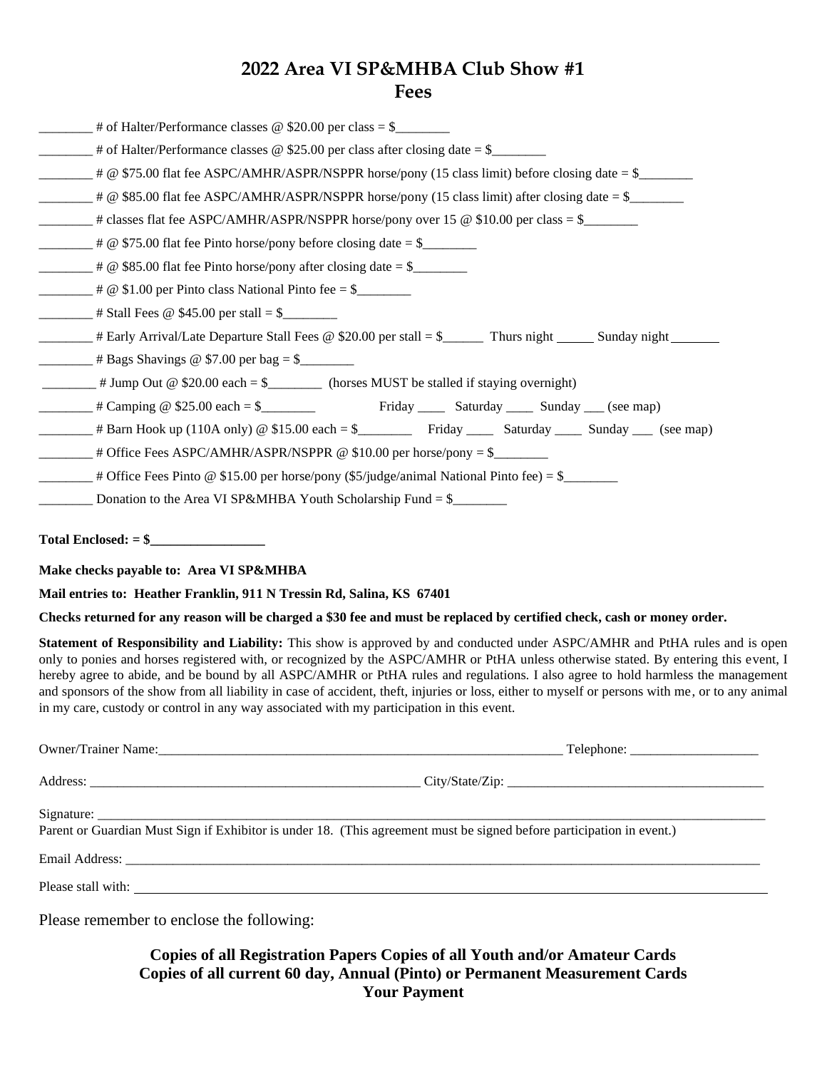# 2022 Area VI SP&MHBA Club Show #1
# Fees

________ # of Halter/Performance classes @ $20.00 per class = $________

________ # of Halter/Performance classes @ $25.00 per class after closing date = $________

________ # @ $75.00 flat fee ASPC/AMHR/ASPR/NSPPR horse/pony (15 class limit) before closing date = $________

________ # @ $85.00 flat fee ASPC/AMHR/ASPR/NSPPR horse/pony (15 class limit) after closing date = $________

________ # classes flat fee ASPC/AMHR/ASPR/NSPPR horse/pony over 15 @ $10.00 per class = $________

________ # @ $75.00 flat fee Pinto horse/pony before closing date = $________

________ # @ $85.00 flat fee Pinto horse/pony after closing date = $________

________ # @ $1.00 per Pinto class National Pinto fee = $________

________ # Stall Fees @ $45.00 per stall = $________

________ # Early Arrival/Late Departure Stall Fees @ $20.00 per stall = $______ Thurs night ______ Sunday night ________

________ # Bags Shavings @ $7.00 per bag = $________

________ # Jump Out @ $20.00 each = $________ (horses MUST be stalled if staying overnight)

________ # Camping @ $25.00 each = $________ Friday ____ Saturday ____ Sunday ___ (see map)

________ # Barn Hook up (110A only) @ $15.00 each = $________ Friday ____ Saturday ____ Sunday ___ (see map)

________ # Office Fees ASPC/AMHR/ASPR/NSPPR @ $10.00 per horse/pony = $________

________ # Office Fees Pinto @ $15.00 per horse/pony ($5/judge/animal National Pinto fee) = $________

________ Donation to the Area VI SP&MHBA Youth Scholarship Fund = $________

**Total Enclosed: = $_________________**

**Make checks payable to: Area VI SP&MHBA**

**Mail entries to: Heather Franklin, 911 N Tressin Rd, Salina, KS 67401**

**Checks returned for any reason will be charged a $30 fee and must be replaced by certified check, cash or money order.**

**Statement of Responsibility and Liability:** This show is approved by and conducted under ASPC/AMHR and PtHA rules and is open only to ponies and horses registered with, or recognized by the ASPC/AMHR or PtHA unless otherwise stated. By entering this event, I hereby agree to abide, and be bound by all ASPC/AMHR or PtHA rules and regulations. I also agree to hold harmless the management and sponsors of the show from all liability in case of accident, theft, injuries or loss, either to myself or persons with me, or to any animal in my care, custody or control in any way associated with my participation in this event.

Owner/Trainer Name:_______________________________________________ Telephone: ___________________

Address: _______________________________________ City/State/Zip: ______________________________

Signature: ______________________________________________________________________________

Parent or Guardian Must Sign if Exhibitor is under 18. (This agreement must be signed before participation in event.)

Email Address: __________________________________________________________________________

Please stall with: ________________________________________________________________________

Please remember to enclose the following:

**Copies of all Registration Papers Copies of all Youth and/or Amateur Cards**
**Copies of all current 60 day, Annual (Pinto) or Permanent Measurement Cards**
**Your Payment**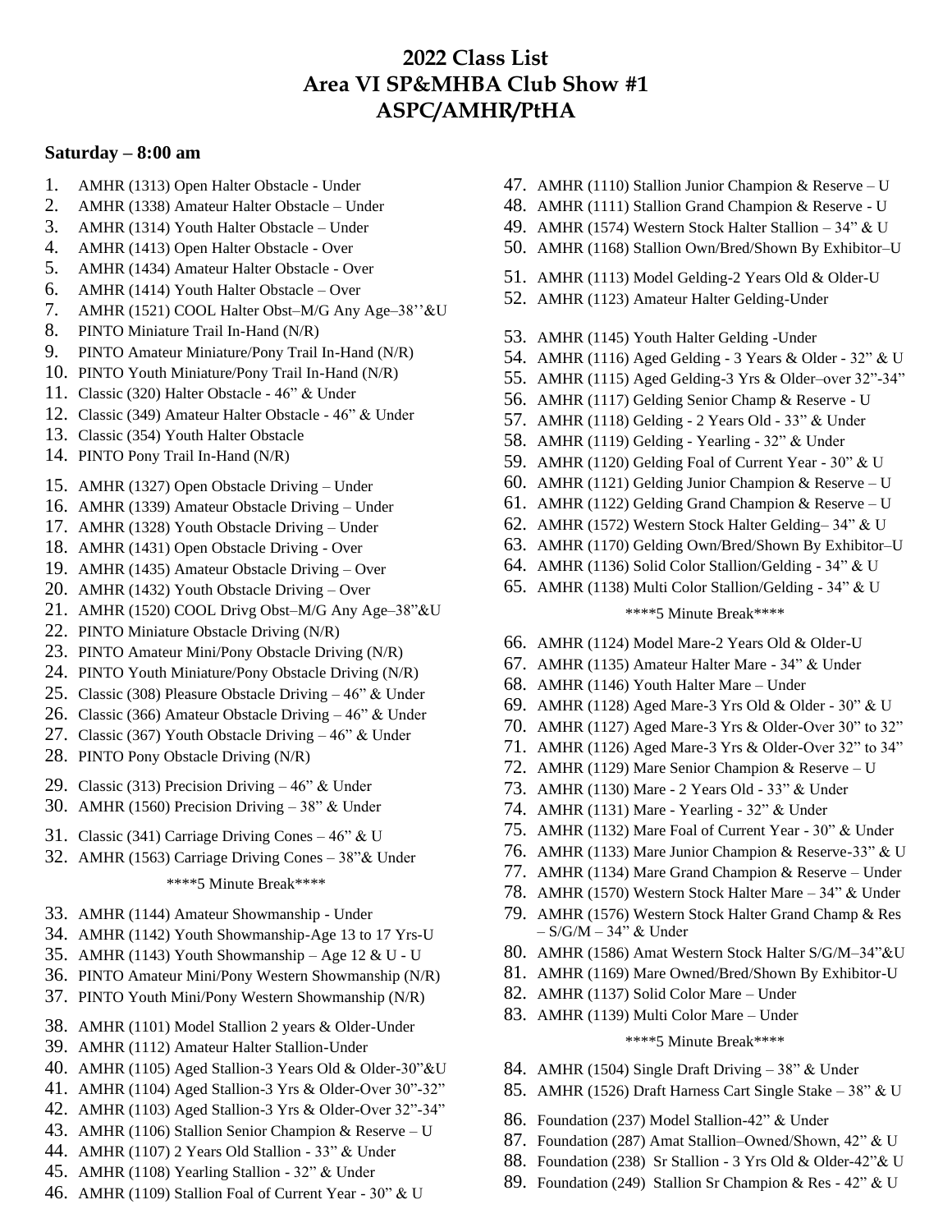# 2022 Class List
# Area VI SP&MHBA Club Show #1
# ASPC/AMHR/PtHA

## Saturday – 8:00 am

1. AMHR (1313) Open Halter Obstacle - Under
2. AMHR (1338) Amateur Halter Obstacle – Under
3. AMHR (1314) Youth Halter Obstacle – Under
4. AMHR (1413) Open Halter Obstacle - Over
5. AMHR (1434) Amateur Halter Obstacle - Over
6. AMHR (1414) Youth Halter Obstacle – Over
7. AMHR (1521) COOL Halter Obst–M/G Any Age–38''&U
8. PINTO Miniature Trail In-Hand (N/R)
9. PINTO Amateur Miniature/Pony Trail In-Hand (N/R)
10. PINTO Youth Miniature/Pony Trail In-Hand (N/R)
11. Classic (320) Halter Obstacle - 46" & Under
12. Classic (349) Amateur Halter Obstacle - 46" & Under
13. Classic (354) Youth Halter Obstacle
14. PINTO Pony Trail In-Hand (N/R)
15. AMHR (1327) Open Obstacle Driving – Under
16. AMHR (1339) Amateur Obstacle Driving – Under
17. AMHR (1328) Youth Obstacle Driving – Under
18. AMHR (1431) Open Obstacle Driving - Over
19. AMHR (1435) Amateur Obstacle Driving – Over
20. AMHR (1432) Youth Obstacle Driving – Over
21. AMHR (1520) COOL Drivg Obst–M/G Any Age–38"&U
22. PINTO Miniature Obstacle Driving (N/R)
23. PINTO Amateur Mini/Pony Obstacle Driving (N/R)
24. PINTO Youth Miniature/Pony Obstacle Driving (N/R)
25. Classic (308) Pleasure Obstacle Driving – 46" & Under
26. Classic (366) Amateur Obstacle Driving – 46" & Under
27. Classic (367) Youth Obstacle Driving – 46" & Under
28. PINTO Pony Obstacle Driving (N/R)
29. Classic (313) Precision Driving – 46" & Under
30. AMHR (1560) Precision Driving – 38" & Under
31. Classic (341) Carriage Driving Cones – 46" & U
32. AMHR (1563) Carriage Driving Cones – 38"& Under

****5 Minute Break****

33. AMHR (1144) Amateur Showmanship - Under
34. AMHR (1142) Youth Showmanship-Age 13 to 17 Yrs-U
35. AMHR (1143) Youth Showmanship – Age 12 & U - U
36. PINTO Amateur Mini/Pony Western Showmanship (N/R)
37. PINTO Youth Mini/Pony Western Showmanship (N/R)
38. AMHR (1101) Model Stallion 2 years & Older-Under
39. AMHR (1112) Amateur Halter Stallion-Under
40. AMHR (1105) Aged Stallion-3 Years Old & Older-30"&U
41. AMHR (1104) Aged Stallion-3 Yrs & Older-Over 30"-32"
42. AMHR (1103) Aged Stallion-3 Yrs & Older-Over 32"-34"
43. AMHR (1106) Stallion Senior Champion & Reserve – U
44. AMHR (1107) 2 Years Old Stallion - 33" & Under
45. AMHR (1108) Yearling Stallion - 32" & Under
46. AMHR (1109) Stallion Foal of Current Year - 30" & U
47. AMHR (1110) Stallion Junior Champion & Reserve – U
48. AMHR (1111) Stallion Grand Champion & Reserve - U
49. AMHR (1574) Western Stock Halter Stallion – 34" & U
50. AMHR (1168) Stallion Own/Bred/Shown By Exhibitor–U
51. AMHR (1113) Model Gelding-2 Years Old & Older-U
52. AMHR (1123) Amateur Halter Gelding-Under
53. AMHR (1145) Youth Halter Gelding -Under
54. AMHR (1116) Aged Gelding - 3 Years & Older - 32" & U
55. AMHR (1115) Aged Gelding-3 Yrs & Older–over 32"-34"
56. AMHR (1117) Gelding Senior Champ & Reserve - U
57. AMHR (1118) Gelding - 2 Years Old - 33" & Under
58. AMHR (1119) Gelding - Yearling - 32" & Under
59. AMHR (1120) Gelding Foal of Current Year - 30" & U
60. AMHR (1121) Gelding Junior Champion & Reserve – U
61. AMHR (1122) Gelding Grand Champion & Reserve – U
62. AMHR (1572) Western Stock Halter Gelding– 34" & U
63. AMHR (1170) Gelding Own/Bred/Shown By Exhibitor–U
64. AMHR (1136) Solid Color Stallion/Gelding - 34" & U
65. AMHR (1138) Multi Color Stallion/Gelding - 34" & U

****5 Minute Break****

66. AMHR (1124) Model Mare-2 Years Old & Older-U
67. AMHR (1135) Amateur Halter Mare - 34" & Under
68. AMHR (1146) Youth Halter Mare – Under
69. AMHR (1128) Aged Mare-3 Yrs Old & Older - 30" & U
70. AMHR (1127) Aged Mare-3 Yrs & Older-Over 30" to 32"
71. AMHR (1126) Aged Mare-3 Yrs & Older-Over 32" to 34"
72. AMHR (1129) Mare Senior Champion & Reserve – U
73. AMHR (1130) Mare - 2 Years Old - 33" & Under
74. AMHR (1131) Mare - Yearling - 32" & Under
75. AMHR (1132) Mare Foal of Current Year - 30" & Under
76. AMHR (1133) Mare Junior Champion & Reserve-33" & U
77. AMHR (1134) Mare Grand Champion & Reserve – Under
78. AMHR (1570) Western Stock Halter Mare – 34" & Under
79. AMHR (1576) Western Stock Halter Grand Champ & Res – S/G/M – 34" & Under
80. AMHR (1586) Amat Western Stock Halter S/G/M–34"&U
81. AMHR (1169) Mare Owned/Bred/Shown By Exhibitor-U
82. AMHR (1137) Solid Color Mare – Under
83. AMHR (1139) Multi Color Mare – Under

****5 Minute Break****

84. AMHR (1504) Single Draft Driving – 38" & Under
85. AMHR (1526) Draft Harness Cart Single Stake – 38" & U
86. Foundation (237) Model Stallion-42" & Under
87. Foundation (287) Amat Stallion–Owned/Shown, 42" & U
88. Foundation (238) Sr Stallion - 3 Yrs Old & Older-42"& U
89. Foundation (249) Stallion Sr Champion & Res - 42" & U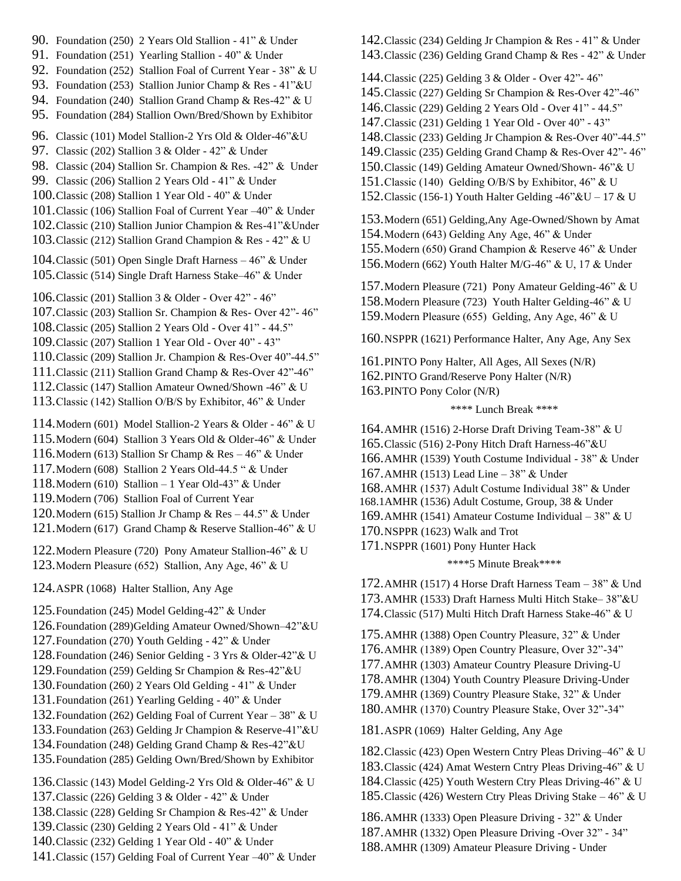90. Foundation (250) 2 Years Old Stallion - 41" & Under
91. Foundation (251) Yearling Stallion - 40" & Under
92. Foundation (252) Stallion Foal of Current Year - 38" & U
93. Foundation (253) Stallion Junior Champ & Res - 41"&U
94. Foundation (240) Stallion Grand Champ & Res-42" & U
95. Foundation (284) Stallion Own/Bred/Shown by Exhibitor

96. Classic (101) Model Stallion-2 Yrs Old & Older-46"&U
97. Classic (202) Stallion 3 & Older - 42" & Under
98. Classic (204) Stallion Sr. Champion & Res. -42" & Under
99. Classic (206) Stallion 2 Years Old - 41" & Under
100. Classic (208) Stallion 1 Year Old - 40" & Under
101. Classic (106) Stallion Foal of Current Year –40" & Under
102. Classic (210) Stallion Junior Champion & Res-41"&Under
103. Classic (212) Stallion Grand Champion & Res - 42" & U

104. Classic (501) Open Single Draft Harness – 46" & Under
105. Classic (514) Single Draft Harness Stake–46" & Under

106. Classic (201) Stallion 3 & Older - Over 42" - 46"
107. Classic (203) Stallion Sr. Champion & Res- Over 42"- 46"
108. Classic (205) Stallion 2 Years Old - Over 41" - 44.5"
109. Classic (207) Stallion 1 Year Old - Over 40" - 43"
110. Classic (209) Stallion Jr. Champion & Res-Over 40"-44.5"
111. Classic (211) Stallion Grand Champ & Res-Over 42"-46"
112. Classic (147) Stallion Amateur Owned/Shown -46" & U
113. Classic (142) Stallion O/B/S by Exhibitor, 46" & Under

114. Modern (601) Model Stallion-2 Years & Older - 46" & U
115. Modern (604) Stallion 3 Years Old & Older-46" & Under
116. Modern (613) Stallion Sr Champ & Res – 46" & Under
117. Modern (608) Stallion 2 Years Old-44.5 " & Under
118. Modern (610) Stallion – 1 Year Old-43" & Under
119. Modern (706) Stallion Foal of Current Year
120. Modern (615) Stallion Jr Champ & Res – 44.5" & Under
121. Modern (617) Grand Champ & Reserve Stallion-46" & U

122. Modern Pleasure (720) Pony Amateur Stallion-46" & U
123. Modern Pleasure (652) Stallion, Any Age, 46" & U

124. ASPR (1068) Halter Stallion, Any Age

125. Foundation (245) Model Gelding-42" & Under
126. Foundation (289)Gelding Amateur Owned/Shown–42"&U
127. Foundation (270) Youth Gelding - 42" & Under
128. Foundation (246) Senior Gelding - 3 Yrs & Older-42"& U
129. Foundation (259) Gelding Sr Champion & Res-42"&U
130. Foundation (260) 2 Years Old Gelding - 41" & Under
131. Foundation (261) Yearling Gelding - 40" & Under
132. Foundation (262) Gelding Foal of Current Year – 38" & U
133. Foundation (263) Gelding Jr Champion & Reserve-41"&U
134. Foundation (248) Gelding Grand Champ & Res-42"&U
135. Foundation (285) Gelding Own/Bred/Shown by Exhibitor

136. Classic (143) Model Gelding-2 Yrs Old & Older-46" & U
137. Classic (226) Gelding 3 & Older - 42" & Under
138. Classic (228) Gelding Sr Champion & Res-42" & Under
139. Classic (230) Gelding 2 Years Old - 41" & Under
140. Classic (232) Gelding 1 Year Old - 40" & Under
141. Classic (157) Gelding Foal of Current Year –40" & Under
142. Classic (234) Gelding Jr Champion & Res - 41" & Under
143. Classic (236) Gelding Grand Champ & Res - 42" & Under

144. Classic (225) Gelding 3 & Older - Over 42"- 46"
145. Classic (227) Gelding Sr Champion & Res-Over 42"-46"
146. Classic (229) Gelding 2 Years Old - Over 41" - 44.5"
147. Classic (231) Gelding 1 Year Old - Over 40" - 43"
148. Classic (233) Gelding Jr Champion & Res-Over 40"-44.5"
149. Classic (235) Gelding Grand Champ & Res-Over 42"- 46"
150. Classic (149) Gelding Amateur Owned/Shown- 46"& U
151. Classic (140) Gelding O/B/S by Exhibitor, 46" & U
152. Classic (156-1) Youth Halter Gelding -46"&U – 17 & U

153. Modern (651) Gelding,Any Age-Owned/Shown by Amat
154. Modern (643) Gelding Any Age, 46" & Under
155. Modern (650) Grand Champion & Reserve 46" & Under
156. Modern (662) Youth Halter M/G-46" & U, 17 & Under

157. Modern Pleasure (721) Pony Amateur Gelding-46" & U
158. Modern Pleasure (723) Youth Halter Gelding-46" & U
159. Modern Pleasure (655) Gelding, Any Age, 46" & U

160. NSPPR (1621) Performance Halter, Any Age, Any Sex

161. PINTO Pony Halter, All Ages, All Sexes (N/R)
162. PINTO Grand/Reserve Pony Halter (N/R)
163. PINTO Pony Color (N/R)

**** Lunch Break ****

164. AMHR (1516) 2-Horse Draft Driving Team-38" & U
165. Classic (516) 2-Pony Hitch Draft Harness-46"&U
166. AMHR (1539) Youth Costume Individual - 38" & Under
167. AMHR (1513) Lead Line – 38" & Under
168. AMHR (1537) Adult Costume Individual 38" & Under
168.1 AMHR (1536) Adult Costume, Group, 38 & Under
169. AMHR (1541) Amateur Costume Individual – 38" & U
170. NSPPR (1623) Walk and Trot
171. NSPPR (1601) Pony Hunter Hack

****5 Minute Break****

172. AMHR (1517) 4 Horse Draft Harness Team – 38" & Und
173. AMHR (1533) Draft Harness Multi Hitch Stake– 38"&U
174. Classic (517) Multi Hitch Draft Harness Stake-46" & U

175. AMHR (1388) Open Country Pleasure, 32" & Under
176. AMHR (1389) Open Country Pleasure, Over 32"-34"
177. AMHR (1303) Amateur Country Pleasure Driving-U
178. AMHR (1304) Youth Country Pleasure Driving-Under
179. AMHR (1369) Country Pleasure Stake, 32" & Under
180. AMHR (1370) Country Pleasure Stake, Over 32"-34"

181. ASPR (1069) Halter Gelding, Any Age

182. Classic (423) Open Western Cntry Pleas Driving–46" & U
183. Classic (424) Amat Western Cntry Pleas Driving-46" & U
184. Classic (425) Youth Western Ctry Pleas Driving-46" & U
185. Classic (426) Western Ctry Pleas Driving Stake – 46" & U

186. AMHR (1333) Open Pleasure Driving - 32" & Under
187. AMHR (1332) Open Pleasure Driving -Over 32" - 34"
188. AMHR (1309) Amateur Pleasure Driving - Under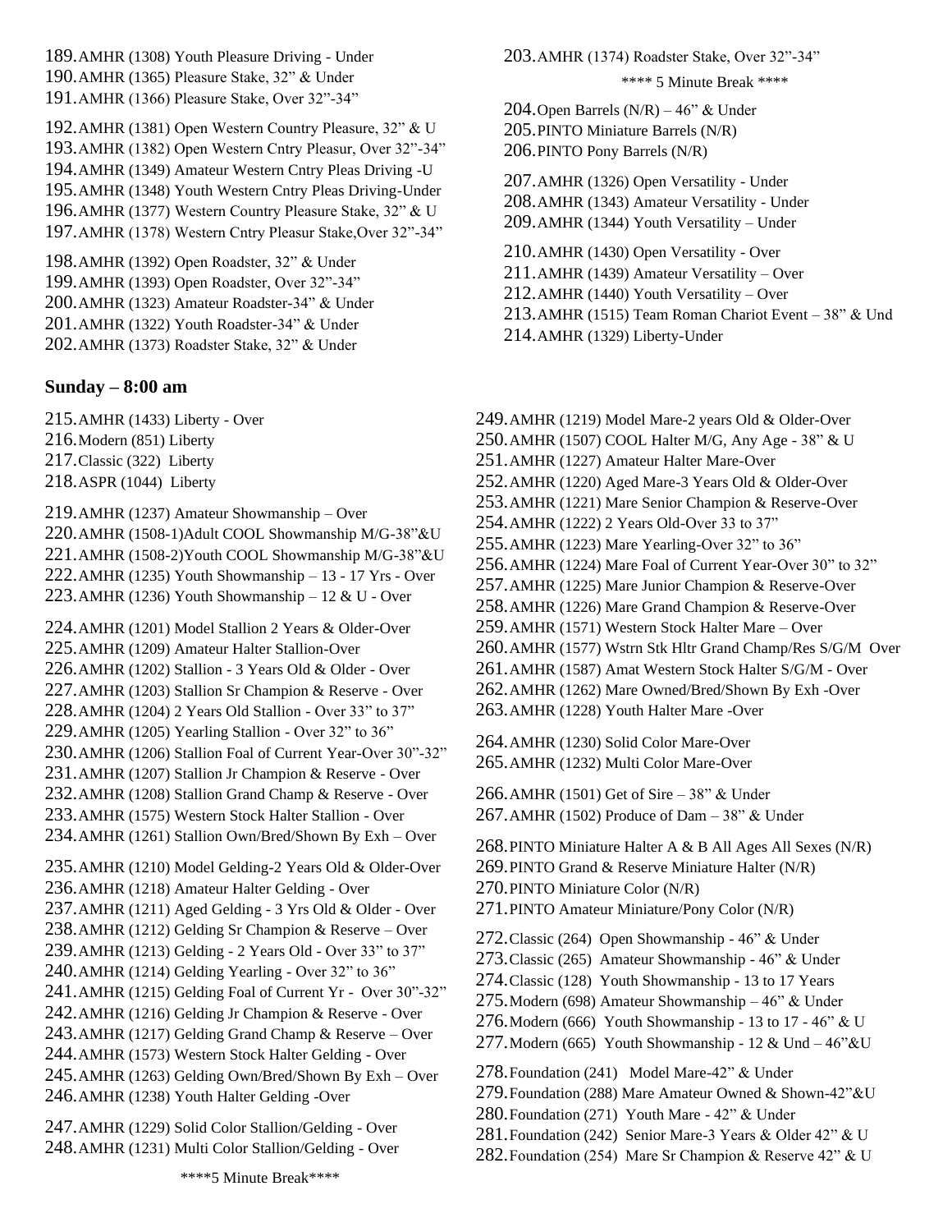189. AMHR (1308) Youth Pleasure Driving - Under
190. AMHR (1365) Pleasure Stake, 32" & Under
191. AMHR (1366) Pleasure Stake, Over 32"-34"

192. AMHR (1381) Open Western Country Pleasure, 32" & U
193. AMHR (1382) Open Western Cntry Pleasur, Over 32"-34"
194. AMHR (1349) Amateur Western Cntry Pleas Driving -U
195. AMHR (1348) Youth Western Cntry Pleas Driving-Under
196. AMHR (1377) Western Country Pleasure Stake, 32" & U
197. AMHR (1378) Western Cntry Pleasur Stake,Over 32"-34"

198. AMHR (1392) Open Roadster, 32" & Under
199. AMHR (1393) Open Roadster, Over 32"-34"
200. AMHR (1323) Amateur Roadster-34" & Under
201. AMHR (1322) Youth Roadster-34" & Under
202. AMHR (1373) Roadster Stake, 32" & Under
203. AMHR (1374) Roadster Stake, Over 32"-34"

**** 5 Minute Break ****

204. Open Barrels (N/R) – 46" & Under
205. PINTO Miniature Barrels (N/R)
206. PINTO Pony Barrels (N/R)

207. AMHR (1326) Open Versatility - Under
208. AMHR (1343) Amateur Versatility - Under
209. AMHR (1344) Youth Versatility – Under

210. AMHR (1430) Open Versatility - Over
211. AMHR (1439) Amateur Versatility – Over
212. AMHR (1440) Youth Versatility – Over
213. AMHR (1515) Team Roman Chariot Event – 38" & Und
214. AMHR (1329) Liberty-Under

## Sunday – 8:00 am

215. AMHR (1433) Liberty - Over
216. Modern (851) Liberty
217. Classic (322) Liberty
218. ASPR (1044) Liberty

219. AMHR (1237) Amateur Showmanship – Over
220. AMHR (1508-1)Adult COOL Showmanship M/G-38"&U
221. AMHR (1508-2)Youth COOL Showmanship M/G-38"&U
222. AMHR (1235) Youth Showmanship – 13 - 17 Yrs - Over
223. AMHR (1236) Youth Showmanship – 12 & U - Over

224. AMHR (1201) Model Stallion 2 Years & Older-Over
225. AMHR (1209) Amateur Halter Stallion-Over
226. AMHR (1202) Stallion - 3 Years Old & Older - Over
227. AMHR (1203) Stallion Sr Champion & Reserve - Over
228. AMHR (1204) 2 Years Old Stallion - Over 33" to 37"
229. AMHR (1205) Yearling Stallion - Over 32" to 36"
230. AMHR (1206) Stallion Foal of Current Year-Over 30"-32"
231. AMHR (1207) Stallion Jr Champion & Reserve - Over
232. AMHR (1208) Stallion Grand Champ & Reserve - Over
233. AMHR (1575) Western Stock Halter Stallion - Over
234. AMHR (1261) Stallion Own/Bred/Shown By Exh – Over

235. AMHR (1210) Model Gelding-2 Years Old & Older-Over
236. AMHR (1218) Amateur Halter Gelding - Over
237. AMHR (1211) Aged Gelding - 3 Yrs Old & Older - Over
238. AMHR (1212) Gelding Sr Champion & Reserve – Over
239. AMHR (1213) Gelding - 2 Years Old - Over 33" to 37"
240. AMHR (1214) Gelding Yearling - Over 32" to 36"
241. AMHR (1215) Gelding Foal of Current Yr - Over 30"-32"
242. AMHR (1216) Gelding Jr Champion & Reserve - Over
243. AMHR (1217) Gelding Grand Champ & Reserve – Over
244. AMHR (1573) Western Stock Halter Gelding - Over
245. AMHR (1263) Gelding Own/Bred/Shown By Exh – Over
246. AMHR (1238) Youth Halter Gelding -Over

247. AMHR (1229) Solid Color Stallion/Gelding - Over
248. AMHR (1231) Multi Color Stallion/Gelding - Over

****5 Minute Break****

249. AMHR (1219) Model Mare-2 years Old & Older-Over
250. AMHR (1507) COOL Halter M/G, Any Age - 38" & U
251. AMHR (1227) Amateur Halter Mare-Over
252. AMHR (1220) Aged Mare-3 Years Old & Older-Over
253. AMHR (1221) Mare Senior Champion & Reserve-Over
254. AMHR (1222) 2 Years Old-Over 33 to 37"
255. AMHR (1223) Mare Yearling-Over 32" to 36"
256. AMHR (1224) Mare Foal of Current Year-Over 30" to 32"
257. AMHR (1225) Mare Junior Champion & Reserve-Over
258. AMHR (1226) Mare Grand Champion & Reserve-Over
259. AMHR (1571) Western Stock Halter Mare – Over
260. AMHR (1577) Wstrn Stk Hltr Grand Champ/Res S/G/M Over
261. AMHR (1587) Amat Western Stock Halter S/G/M - Over
262. AMHR (1262) Mare Owned/Bred/Shown By Exh -Over
263. AMHR (1228) Youth Halter Mare -Over

264. AMHR (1230) Solid Color Mare-Over
265. AMHR (1232) Multi Color Mare-Over

266. AMHR (1501) Get of Sire – 38" & Under
267. AMHR (1502) Produce of Dam – 38" & Under

268. PINTO Miniature Halter A & B All Ages All Sexes (N/R)
269. PINTO Grand & Reserve Miniature Halter (N/R)
270. PINTO Miniature Color (N/R)
271. PINTO Amateur Miniature/Pony Color (N/R)

272. Classic (264) Open Showmanship - 46" & Under
273. Classic (265) Amateur Showmanship - 46" & Under
274. Classic (128) Youth Showmanship - 13 to 17 Years
275. Modern (698) Amateur Showmanship – 46" & Under
276. Modern (666) Youth Showmanship - 13 to 17 - 46" & U
277. Modern (665) Youth Showmanship - 12 & Und – 46"&U

278. Foundation (241) Model Mare-42" & Under
279. Foundation (288) Mare Amateur Owned & Shown-42"&U
280. Foundation (271) Youth Mare - 42" & Under
281. Foundation (242) Senior Mare-3 Years & Older 42" & U
282. Foundation (254) Mare Sr Champion & Reserve 42" & U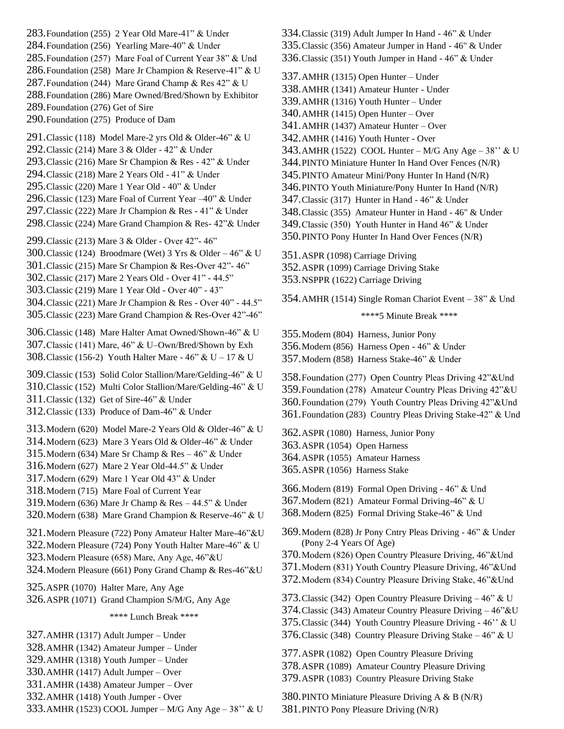283. Foundation (255)  2 Year Old Mare-41" & Under
284. Foundation (256)  Yearling Mare-40" & Under
285. Foundation (257)  Mare Foal of Current Year 38" & Und
286. Foundation (258)  Mare Jr Champion & Reserve-41" & U
287. Foundation (244)  Mare Grand Champ & Res 42" & U
288. Foundation (286) Mare Owned/Bred/Shown by Exhibitor
289. Foundation (276) Get of Sire
290. Foundation (275)  Produce of Dam

291. Classic (118)  Model Mare-2 yrs Old & Older-46" & U
292. Classic (214) Mare 3 & Older - 42" & Under
293. Classic (216) Mare Sr Champion & Res - 42" & Under
294. Classic (218) Mare 2 Years Old - 41" & Under
295. Classic (220) Mare 1 Year Old - 40" & Under
296. Classic (123) Mare Foal of Current Year –40" & Under
297. Classic (222) Mare Jr Champion & Res - 41" & Under
298. Classic (224) Mare Grand Champion & Res- 42"& Under

299. Classic (213) Mare 3 & Older - Over 42"- 46"
300. Classic (124)  Broodmare (Wet) 3 Yrs & Older – 46" & U
301. Classic (215) Mare Sr Champion & Res-Over 42"- 46"
302. Classic (217) Mare 2 Years Old - Over 41" - 44.5"
303. Classic (219) Mare 1 Year Old - Over 40" - 43"
304. Classic (221) Mare Jr Champion & Res - Over 40" - 44.5"
305. Classic (223) Mare Grand Champion & Res-Over 42"-46"

306. Classic (148)  Mare Halter Amat Owned/Shown-46" & U
307. Classic (141) Mare, 46" & U–Own/Bred/Shown by Exh
308. Classic (156-2)  Youth Halter Mare - 46" & U – 17 & U

309. Classic (153)  Solid Color Stallion/Mare/Gelding-46" & U
310. Classic (152)  Multi Color Stallion/Mare/Gelding-46" & U
311. Classic (132)  Get of Sire-46" & Under
312. Classic (133)  Produce of Dam-46" & Under

313. Modern (620)  Model Mare-2 Years Old & Older-46" & U
314. Modern (623)  Mare 3 Years Old & Older-46" & Under
315. Modern (634) Mare Sr Champ & Res – 46" & Under
316. Modern (627)  Mare 2 Year Old-44.5" & Under
317. Modern (629)  Mare 1 Year Old 43" & Under
318. Modern (715)  Mare Foal of Current Year
319. Modern (636) Mare Jr Champ & Res – 44.5" & Under
320. Modern (638)  Mare Grand Champion & Reserve-46" & U

321. Modern Pleasure (722) Pony Amateur Halter Mare-46"&U
322. Modern Pleasure (724) Pony Youth Halter Mare-46" & U
323. Modern Pleasure (658) Mare, Any Age, 46"&U
324. Modern Pleasure (661) Pony Grand Champ & Res-46"&U

325. ASPR (1070)  Halter Mare, Any Age
326. ASPR (1071)  Grand Champion S/M/G, Any Age

**** Lunch Break ****

327. AMHR (1317) Adult Jumper – Under
328. AMHR (1342) Amateur Jumper – Under
329. AMHR (1318) Youth Jumper – Under
330. AMHR (1417) Adult Jumper – Over
331. AMHR (1438) Amateur Jumper – Over
332. AMHR (1418) Youth Jumper - Over
333. AMHR (1523) COOL Jumper – M/G Any Age – 38'' & U
334. Classic (319) Adult Jumper In Hand - 46" & Under
335. Classic (356) Amateur Jumper in Hand - 46" & Under
336. Classic (351) Youth Jumper in Hand - 46" & Under

337. AMHR (1315) Open Hunter – Under
338. AMHR (1341) Amateur Hunter - Under
339. AMHR (1316) Youth Hunter – Under
340. AMHR (1415) Open Hunter – Over
341. AMHR (1437) Amateur Hunter – Over
342. AMHR (1416) Youth Hunter - Over
343. AMHR (1522)  COOL Hunter – M/G Any Age – 38'' & U
344. PINTO Miniature Hunter In Hand Over Fences (N/R)
345. PINTO Amateur Mini/Pony Hunter In Hand (N/R)
346. PINTO Youth Miniature/Pony Hunter In Hand (N/R)
347. Classic (317)  Hunter in Hand - 46" & Under
348. Classic (355)  Amateur Hunter in Hand - 46" & Under
349. Classic (350)  Youth Hunter in Hand 46" & Under
350. PINTO Pony Hunter In Hand Over Fences (N/R)

351. ASPR (1098) Carriage Driving
352. ASPR (1099) Carriage Driving Stake
353. NSPPR (1622) Carriage Driving

354. AMHR (1514) Single Roman Chariot Event – 38" & Und

****5 Minute Break ****

355. Modern (804)  Harness, Junior Pony
356. Modern (856)  Harness Open - 46" & Under
357. Modern (858)  Harness Stake-46" & Under

358. Foundation (277)  Open Country Pleas Driving 42"&Und
359. Foundation (278)  Amateur Country Pleas Driving 42"&U
360. Foundation (279)  Youth Country Pleas Driving 42"&Und
361. Foundation (283)  Country Pleas Driving Stake-42" & Und

362. ASPR (1080)  Harness, Junior Pony
363. ASPR (1054)  Open Harness
364. ASPR (1055)  Amateur Harness
365. ASPR (1056)  Harness Stake

366. Modern (819)  Formal Open Driving - 46" & Und
367. Modern (821)  Amateur Formal Driving-46" & U
368. Modern (825)  Formal Driving Stake-46" & Und

369. Modern (828) Jr Pony Cntry Pleas Driving - 46" & Under (Pony 2-4 Years Of Age)
370. Modern (826) Open Country Pleasure Driving, 46"&Und
371. Modern (831) Youth Country Pleasure Driving, 46"&Und
372. Modern (834) Country Pleasure Driving Stake, 46"&Und

373. Classic (342)  Open Country Pleasure Driving – 46" & U
374. Classic (343) Amateur Country Pleasure Driving – 46"&U
375. Classic (344)  Youth Country Pleasure Driving - 46'' & U
376. Classic (348)  Country Pleasure Driving Stake – 46" & U

377. ASPR (1082)  Open Country Pleasure Driving
378. ASPR (1089)  Amateur Country Pleasure Driving
379. ASPR (1083)  Country Pleasure Driving Stake

380. PINTO Miniature Pleasure Driving A & B (N/R)
381. PINTO Pony Pleasure Driving (N/R)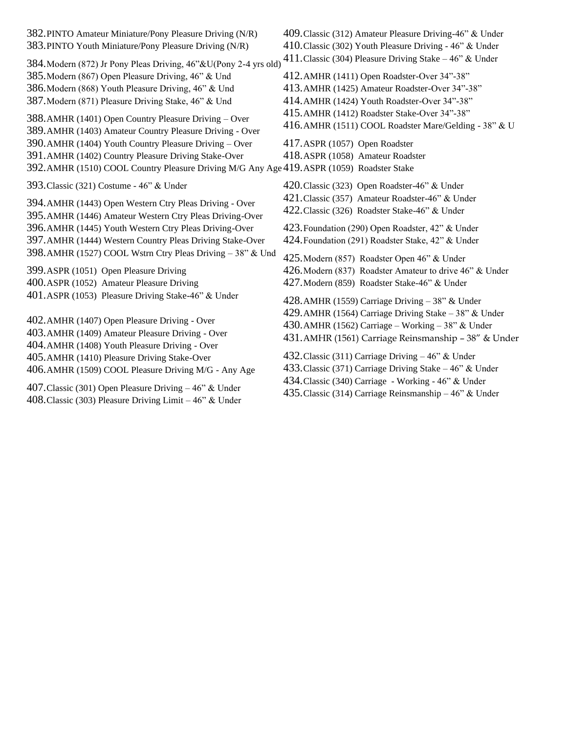382. PINTO Amateur Miniature/Pony Pleasure Driving (N/R)
383. PINTO Youth Miniature/Pony Pleasure Driving (N/R)

384. Modern (872) Jr Pony Pleas Driving, 46”&U(Pony 2-4 yrs old)
385. Modern (867) Open Pleasure Driving, 46” & Und
386. Modern (868) Youth Pleasure Driving, 46” & Und
387. Modern (871) Pleasure Driving Stake, 46” & Und

388. AMHR (1401) Open Country Pleasure Driving – Over
389. AMHR (1403) Amateur Country Pleasure Driving - Over
390. AMHR (1404) Youth Country Pleasure Driving – Over
391. AMHR (1402) Country Pleasure Driving Stake-Over
392. AMHR (1510) COOL Country Pleasure Driving M/G Any Age

393. Classic (321) Costume - 46” & Under

394. AMHR (1443) Open Western Ctry Pleas Driving - Over
395. AMHR (1446) Amateur Western Ctry Pleas Driving-Over
396. AMHR (1445) Youth Western Ctry Pleas Driving-Over
397. AMHR (1444) Western Country Pleas Driving Stake-Over
398. AMHR (1527) COOL Wstrn Ctry Pleas Driving – 38” & Und

399. ASPR (1051) Open Pleasure Driving
400. ASPR (1052) Amateur Pleasure Driving
401. ASPR (1053) Pleasure Driving Stake-46” & Under

402. AMHR (1407) Open Pleasure Driving - Over
403. AMHR (1409) Amateur Pleasure Driving - Over
404. AMHR (1408) Youth Pleasure Driving - Over
405. AMHR (1410) Pleasure Driving Stake-Over
406. AMHR (1509) COOL Pleasure Driving M/G - Any Age

407. Classic (301) Open Pleasure Driving – 46” & Under
408. Classic (303) Pleasure Driving Limit – 46” & Under
409. Classic (312) Amateur Pleasure Driving-46” & Under
410. Classic (302) Youth Pleasure Driving - 46” & Under
411. Classic (304) Pleasure Driving Stake – 46” & Under

412. AMHR (1411) Open Roadster-Over 34”-38”
413. AMHR (1425) Amateur Roadster-Over 34”-38”
414. AMHR (1424) Youth Roadster-Over 34”-38”
415. AMHR (1412) Roadster Stake-Over 34”-38”
416. AMHR (1511) COOL Roadster Mare/Gelding - 38” & U

417. ASPR (1057) Open Roadster
418. ASPR (1058) Amateur Roadster
419. ASPR (1059) Roadster Stake

420. Classic (323) Open Roadster-46” & Under
421. Classic (357) Amateur Roadster-46” & Under
422. Classic (326) Roadster Stake-46” & Under

423. Foundation (290) Open Roadster, 42” & Under
424. Foundation (291) Roadster Stake, 42” & Under

425. Modern (857) Roadster Open 46” & Under
426. Modern (837) Roadster Amateur to drive 46” & Under
427. Modern (859) Roadster Stake-46” & Under

428. AMHR (1559) Carriage Driving – 38” & Under
429. AMHR (1564) Carriage Driving Stake – 38” & Under
430. AMHR (1562) Carriage – Working – 38” & Under
431. AMHR (1561) Carriage Reinsmanship – 38” & Under

432. Classic (311) Carriage Driving – 46” & Under
433. Classic (371) Carriage Driving Stake – 46” & Under
434. Classic (340) Carriage - Working - 46” & Under
435. Classic (314) Carriage Reinsmanship – 46” & Under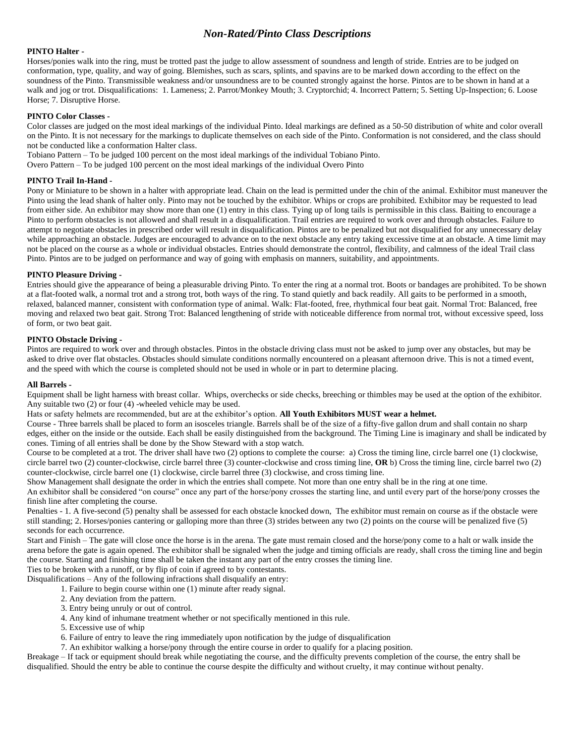# *Non-Rated/Pinto Class Descriptions*

**PINTO Halter -**
Horses/ponies walk into the ring, must be trotted past the judge to allow assessment of soundness and length of stride. Entries are to be judged on conformation, type, quality, and way of going. Blemishes, such as scars, splints, and spavins are to be marked down according to the effect on the soundness of the Pinto. Transmissible weakness and/or unsoundness are to be counted strongly against the horse. Pintos are to be shown in hand at a walk and jog or trot. Disqualifications: 1. Lameness; 2. Parrot/Monkey Mouth; 3. Cryptorchid; 4. Incorrect Pattern; 5. Setting Up-Inspection; 6. Loose Horse; 7. Disruptive Horse.

**PINTO Color Classes -**
Color classes are judged on the most ideal markings of the individual Pinto. Ideal markings are defined as a 50-50 distribution of white and color overall on the Pinto. It is not necessary for the markings to duplicate themselves on each side of the Pinto. Conformation is not considered, and the class should not be conducted like a conformation Halter class.
Tobiano Pattern – To be judged 100 percent on the most ideal markings of the individual Tobiano Pinto.
Overo Pattern – To be judged 100 percent on the most ideal markings of the individual Overo Pinto

**PINTO Trail In-Hand -**
Pony or Miniature to be shown in a halter with appropriate lead. Chain on the lead is permitted under the chin of the animal. Exhibitor must maneuver the Pinto using the lead shank of halter only. Pinto may not be touched by the exhibitor. Whips or crops are prohibited. Exhibitor may be requested to lead from either side. An exhibitor may show more than one (1) entry in this class. Tying up of long tails is permissible in this class. Baiting to encourage a Pinto to perform obstacles is not allowed and shall result in a disqualification. Trail entries are required to work over and through obstacles. Failure to attempt to negotiate obstacles in prescribed order will result in disqualification. Pintos are to be penalized but not disqualified for any unnecessary delay while approaching an obstacle. Judges are encouraged to advance on to the next obstacle any entry taking excessive time at an obstacle. A time limit may not be placed on the course as a whole or individual obstacles. Entries should demonstrate the control, flexibility, and calmness of the ideal Trail class Pinto. Pintos are to be judged on performance and way of going with emphasis on manners, suitability, and appointments.

**PINTO Pleasure Driving -**
Entries should give the appearance of being a pleasurable driving Pinto. To enter the ring at a normal trot. Boots or bandages are prohibited. To be shown at a flat-footed walk, a normal trot and a strong trot, both ways of the ring. To stand quietly and back readily. All gaits to be performed in a smooth, relaxed, balanced manner, consistent with conformation type of animal. Walk: Flat-footed, free, rhythmical four beat gait. Normal Trot: Balanced, free moving and relaxed two beat gait. Strong Trot: Balanced lengthening of stride with noticeable difference from normal trot, without excessive speed, loss of form, or two beat gait.

**PINTO Obstacle Driving -**
Pintos are required to work over and through obstacles. Pintos in the obstacle driving class must not be asked to jump over any obstacles, but may be asked to drive over flat obstacles. Obstacles should simulate conditions normally encountered on a pleasant afternoon drive. This is not a timed event, and the speed with which the course is completed should not be used in whole or in part to determine placing.

**All Barrels -**
Equipment shall be light harness with breast collar. Whips, overchecks or side checks, breeching or thimbles may be used at the option of the exhibitor. Any suitable two (2) or four (4) -wheeled vehicle may be used.
Hats or safety helmets are recommended, but are at the exhibitor's option. **All Youth Exhibitors MUST wear a helmet.**
Course - Three barrels shall be placed to form an isosceles triangle. Barrels shall be of the size of a fifty-five gallon drum and shall contain no sharp edges, either on the inside or the outside. Each shall be easily distinguished from the background. The Timing Line is imaginary and shall be indicated by cones. Timing of all entries shall be done by the Show Steward with a stop watch.
Course to be completed at a trot. The driver shall have two (2) options to complete the course: a) Cross the timing line, circle barrel one (1) clockwise, circle barrel two (2) counter-clockwise, circle barrel three (3) counter-clockwise and cross timing line, **OR** b) Cross the timing line, circle barrel two (2) counter-clockwise, circle barrel one (1) clockwise, circle barrel three (3) clockwise, and cross timing line.
Show Management shall designate the order in which the entries shall compete. Not more than one entry shall be in the ring at one time.
An exhibitor shall be considered "on course" once any part of the horse/pony crosses the starting line, and until every part of the horse/pony crosses the finish line after completing the course.
Penalties - 1. A five-second (5) penalty shall be assessed for each obstacle knocked down, The exhibitor must remain on course as if the obstacle were still standing; 2. Horses/ponies cantering or galloping more than three (3) strides between any two (2) points on the course will be penalized five (5) seconds for each occurrence.
Start and Finish – The gate will close once the horse is in the arena. The gate must remain closed and the horse/pony come to a halt or walk inside the arena before the gate is again opened. The exhibitor shall be signaled when the judge and timing officials are ready, shall cross the timing line and begin the course. Starting and finishing time shall be taken the instant any part of the entry crosses the timing line.
Ties to be broken with a runoff, or by flip of coin if agreed to by contestants.
Disqualifications – Any of the following infractions shall disqualify an entry:

1. Failure to begin course within one (1) minute after ready signal.
2. Any deviation from the pattern.
3. Entry being unruly or out of control.
4. Any kind of inhumane treatment whether or not specifically mentioned in this rule.
5. Excessive use of whip
6. Failure of entry to leave the ring immediately upon notification by the judge of disqualification
7. An exhibitor walking a horse/pony through the entire course in order to qualify for a placing position.

Breakage – If tack or equipment should break while negotiating the course, and the difficulty prevents completion of the course, the entry shall be disqualified. Should the entry be able to continue the course despite the difficulty and without cruelty, it may continue without penalty.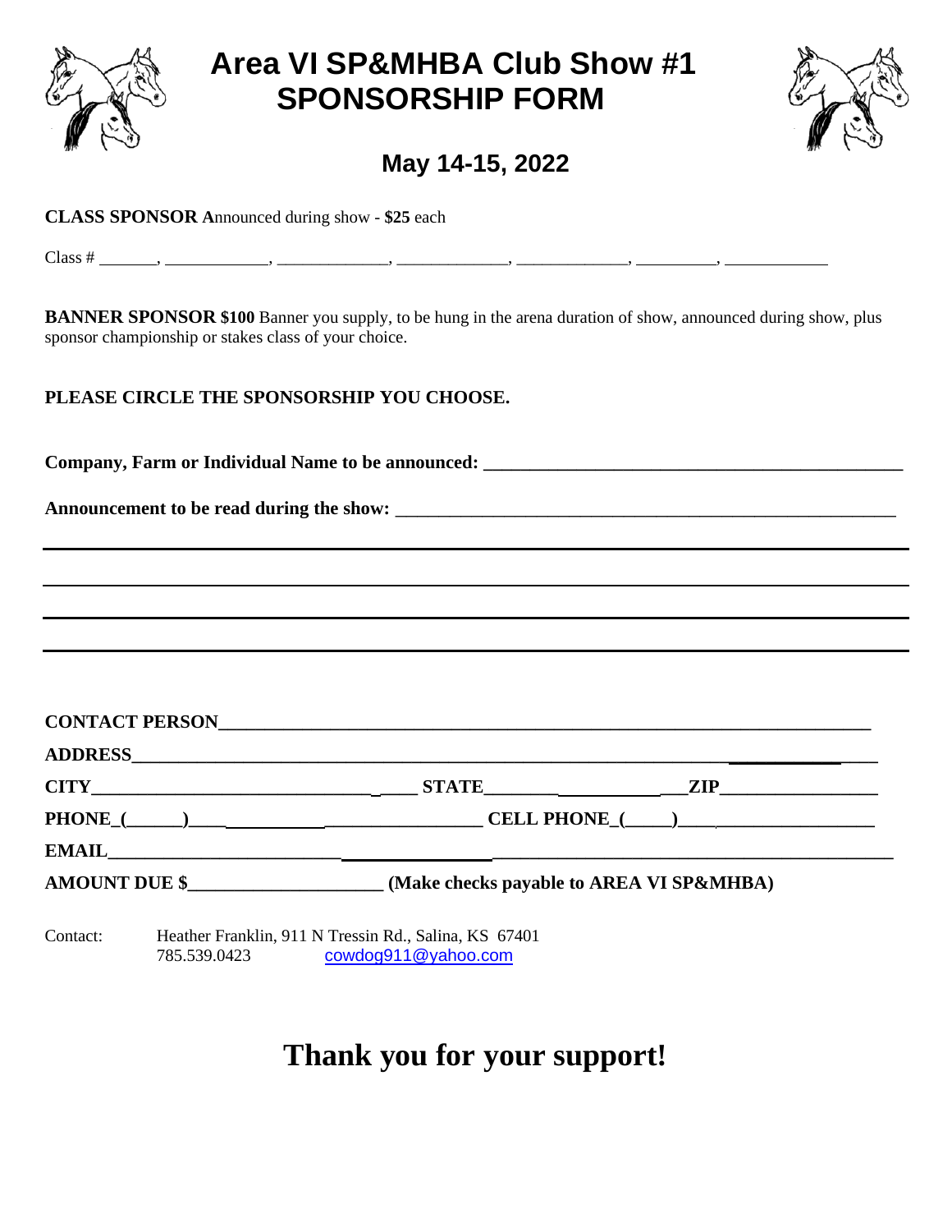# Area VI SP&MHBA Club Show #1
# SPONSORSHIP FORM

## May 14-15, 2022

**CLASS SPONSOR A**nnounced during show - **$25** each

Class # _______, ____________, _____________, _____________, _____________, _________, ____________

**BANNER SPONSOR $100** Banner you supply, to be hung in the arena duration of show, announced during show, plus sponsor championship or stakes class of your choice.

**PLEASE CIRCLE THE SPONSORSHIP YOU CHOOSE.**

**Company, Farm or Individual Name to be announced:** ______________________________________________

**Announcement to be read during the show:** ________________________________________________________

________________________________________________________________________________________

________________________________________________________________________________________

________________________________________________________________________________________

________________________________________________________________________________________

**CONTACT PERSON**__________________________________________________________________________

**ADDRESS**_________________________________________________________________________________

**CITY**________________________________ **STATE**____________________ **ZIP**_________________

**PHONE_(______)**_______________________________ **CELL PHONE_(_____)**________________________

**EMAIL**___________________________________________________________________________________

**AMOUNT DUE $**_____________________ **(Make checks payable to AREA VI SP&MHBA)**

Contact: Heather Franklin, 911 N Tressin Rd., Salina, KS 67401
785.539.0423 cowdog911@yahoo.com

# Thank you for your support!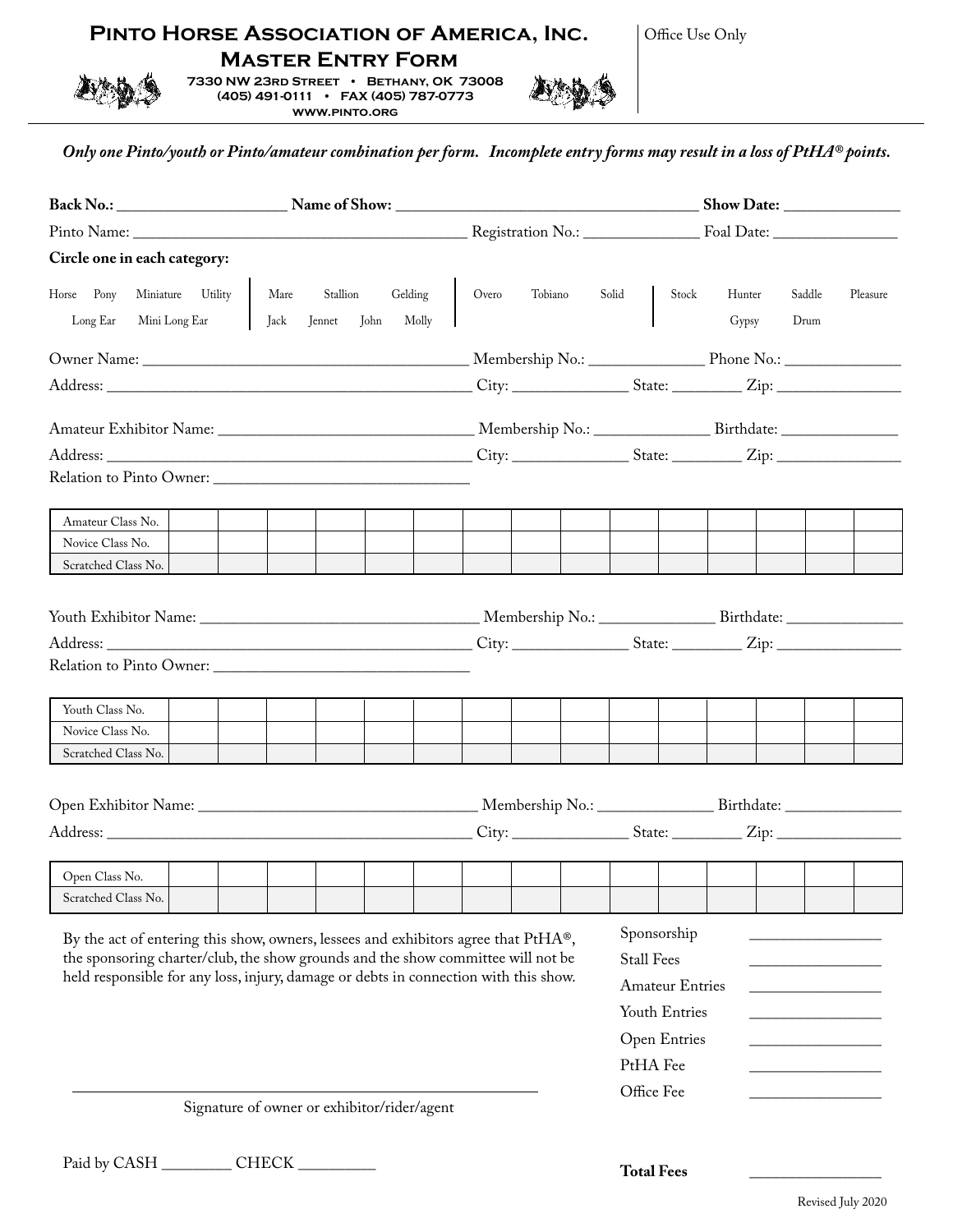# Pinto Horse Association of America, Inc.
## Master Entry Form

7330 NW 23rd Street • Bethany, OK 73008
(405) 491-0111 • FAX (405) 787-0773
www.pinto.org

Office Use Only

*Only one Pinto/youth or Pinto/amateur combination per form. Incomplete entry forms may result in a loss of PtHA® points.*

**Back No.:** ____________________ **Name of Show:** ____________________________________ **Show Date:** ______________

Pinto Name: ________________________________________ Registration No.: ______________ Foal Date: _______________

**Circle one in each category:**

Horse Pony Miniature Utility Long Ear Mini Long Ear | Mare Stallion Gelding Jack Jennet John Molly | Overo Tobiano Solid | Stock Hunter Saddle Pleasure Gypsy Drum

Owner Name: ________________________________________ Membership No.: ______________ Phone No.: ______________

Address: _____________________________________________ City: ______________ State: ________ Zip: _______________

Amateur Exhibitor Name: ______________________________ Membership No.: ______________ Birthdate: ______________

Address: _____________________________________________ City: ______________ State: ________ Zip: _______________

Relation to Pinto Owner: ______________________________

| | | | | | | | | | | | | | | | |
|---|---|---|---|---|---|---|---|---|---|---|---|---|---|---|---|
| Amateur Class No. | | | | | | | | | | | | | | | |
| Novice Class No. | | | | | | | | | | | | | | | |
| Scratched Class No. | | | | | | | | | | | | | | | |

Youth Exhibitor Name: ________________________________ Membership No.: ______________ Birthdate: ______________

Address: _____________________________________________ City: ______________ State: ________ Zip: _______________

Relation to Pinto Owner: ______________________________

| | | | | | | | | | | | | | | | |
|---|---|---|---|---|---|---|---|---|---|---|---|---|---|---|---|
| Youth Class No. | | | | | | | | | | | | | | | |
| Novice Class No. | | | | | | | | | | | | | | | |
| Scratched Class No. | | | | | | | | | | | | | | | |

Open Exhibitor Name: _________________________________ Membership No.: ______________ Birthdate: ______________

Address: _____________________________________________ City: ______________ State: ________ Zip: _______________

| | | | | | | | | | | | | | | | |
|---|---|---|---|---|---|---|---|---|---|---|---|---|---|---|---|
| Open Class No. | | | | | | | | | | | | | | | |
| Scratched Class No. | | | | | | | | | | | | | | | |

By the act of entering this show, owners, lessees and exhibitors agree that PtHA®, the sponsoring charter/club, the show grounds and the show committee will not be held responsible for any loss, injury, damage or debts in connection with this show.

Sponsorship ________________

Stall Fees ________________

Amateur Entries ________________

Youth Entries ________________

Open Entries ________________

PtHA Fee ________________

Office Fee ________________

_______________________________________________
Signature of owner or exhibitor/rider/agent

Paid by CASH ________ CHECK _________

**Total Fees** ________________

Revised July 2020